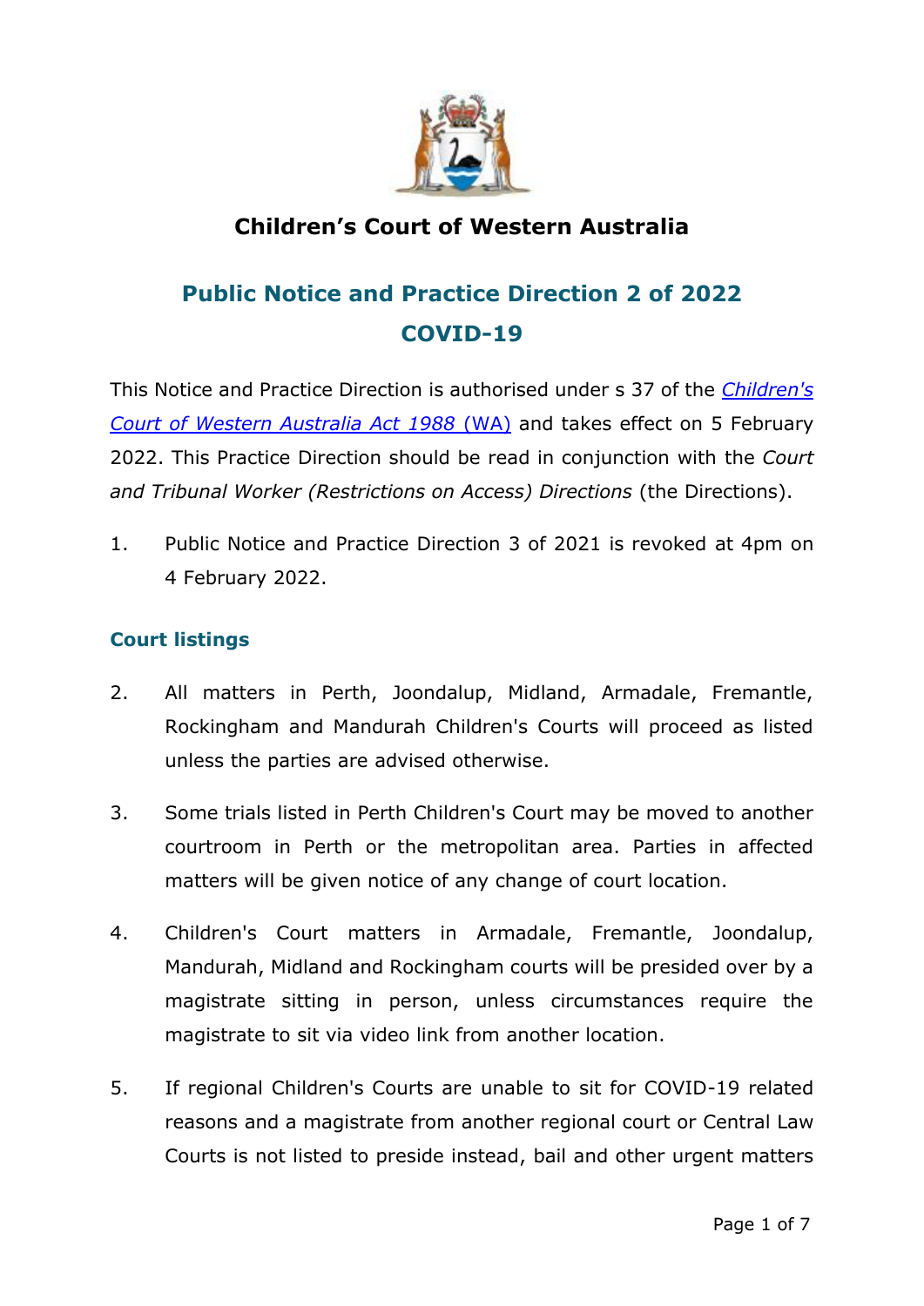# Children's Court of Western Australia

## Public Notice and Practice Direction 2 of 2022
## COVID-19

This Notice and Practice Direction is authorised under s 37 of the *Children's Court of Western Australia Act 1988* (WA) and takes effect on 5 February 2022. This Practice Direction should be read in conjunction with the *Court and Tribunal Worker (Restrictions on Access) Directions* (the Directions).

1. Public Notice and Practice Direction 3 of 2021 is revoked at 4pm on 4 February 2022.

### Court listings

2. All matters in Perth, Joondalup, Midland, Armadale, Fremantle, Rockingham and Mandurah Children's Courts will proceed as listed unless the parties are advised otherwise.

3. Some trials listed in Perth Children's Court may be moved to another courtroom in Perth or the metropolitan area. Parties in affected matters will be given notice of any change of court location.

4. Children's Court matters in Armadale, Fremantle, Joondalup, Mandurah, Midland and Rockingham courts will be presided over by a magistrate sitting in person, unless circumstances require the magistrate to sit via video link from another location.

5. If regional Children's Courts are unable to sit for COVID-19 related reasons and a magistrate from another regional court or Central Law Courts is not listed to preside instead, bail and other urgent matters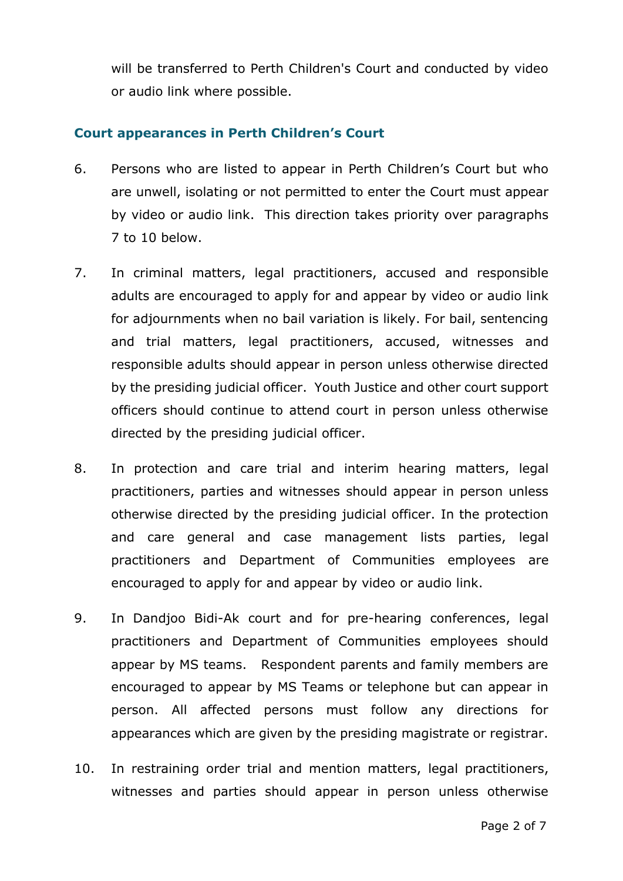will be transferred to Perth Children's Court and conducted by video or audio link where possible.

### Court appearances in Perth Children's Court

6. Persons who are listed to appear in Perth Children's Court but who are unwell, isolating or not permitted to enter the Court must appear by video or audio link. This direction takes priority over paragraphs 7 to 10 below.

7. In criminal matters, legal practitioners, accused and responsible adults are encouraged to apply for and appear by video or audio link for adjournments when no bail variation is likely. For bail, sentencing and trial matters, legal practitioners, accused, witnesses and responsible adults should appear in person unless otherwise directed by the presiding judicial officer. Youth Justice and other court support officers should continue to attend court in person unless otherwise directed by the presiding judicial officer.

8. In protection and care trial and interim hearing matters, legal practitioners, parties and witnesses should appear in person unless otherwise directed by the presiding judicial officer. In the protection and care general and case management lists parties, legal practitioners and Department of Communities employees are encouraged to apply for and appear by video or audio link.

9. In Dandjoo Bidi-Ak court and for pre-hearing conferences, legal practitioners and Department of Communities employees should appear by MS teams. Respondent parents and family members are encouraged to appear by MS Teams or telephone but can appear in person. All affected persons must follow any directions for appearances which are given by the presiding magistrate or registrar.

10. In restraining order trial and mention matters, legal practitioners, witnesses and parties should appear in person unless otherwise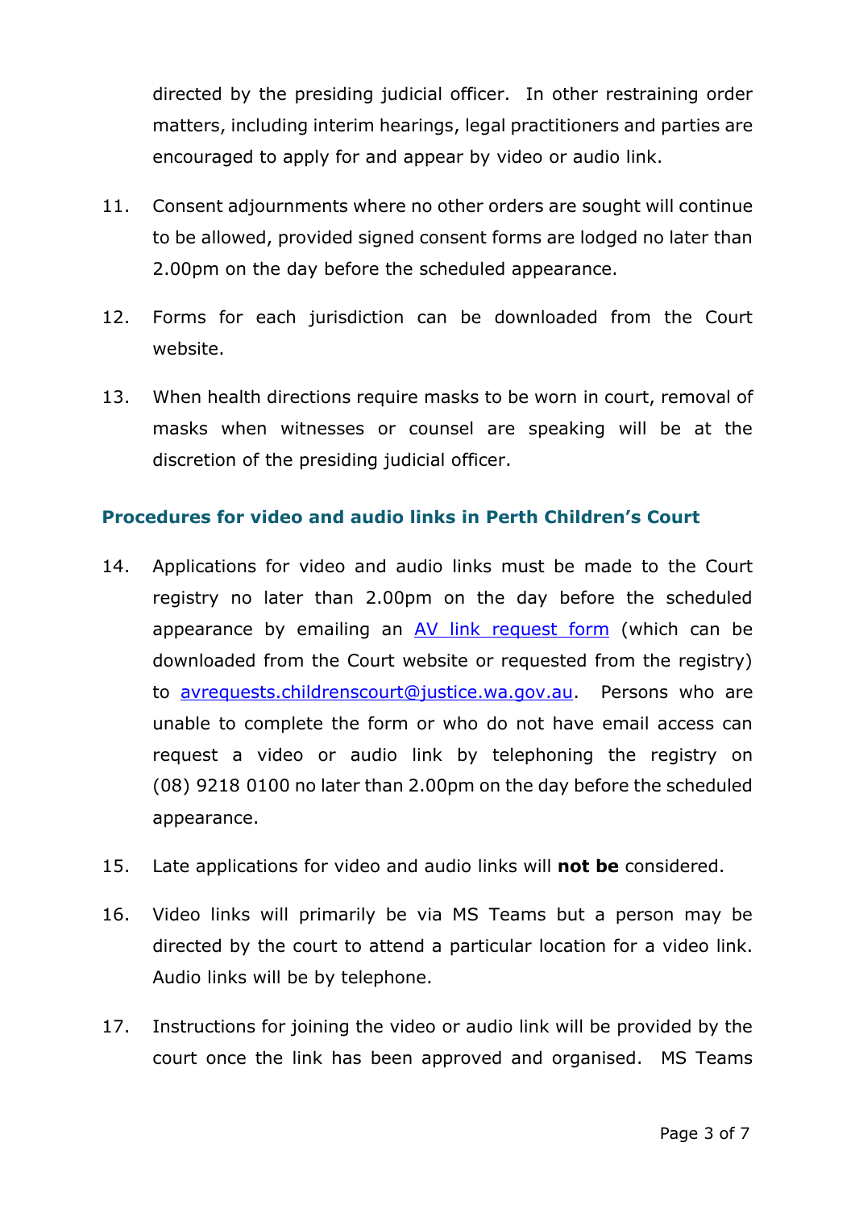directed by the presiding judicial officer. In other restraining order matters, including interim hearings, legal practitioners and parties are encouraged to apply for and appear by video or audio link.

11. Consent adjournments where no other orders are sought will continue to be allowed, provided signed consent forms are lodged no later than 2.00pm on the day before the scheduled appearance.

12. Forms for each jurisdiction can be downloaded from the Court website.

13. When health directions require masks to be worn in court, removal of masks when witnesses or counsel are speaking will be at the discretion of the presiding judicial officer.

## Procedures for video and audio links in Perth Children's Court

14. Applications for video and audio links must be made to the Court registry no later than 2.00pm on the day before the scheduled appearance by emailing an AV link request form (which can be downloaded from the Court website or requested from the registry) to avrequests.childrenscourt@justice.wa.gov.au. Persons who are unable to complete the form or who do not have email access can request a video or audio link by telephoning the registry on (08) 9218 0100 no later than 2.00pm on the day before the scheduled appearance.

15. Late applications for video and audio links will **not be** considered.

16. Video links will primarily be via MS Teams but a person may be directed by the court to attend a particular location for a video link. Audio links will be by telephone.

17. Instructions for joining the video or audio link will be provided by the court once the link has been approved and organised. MS Teams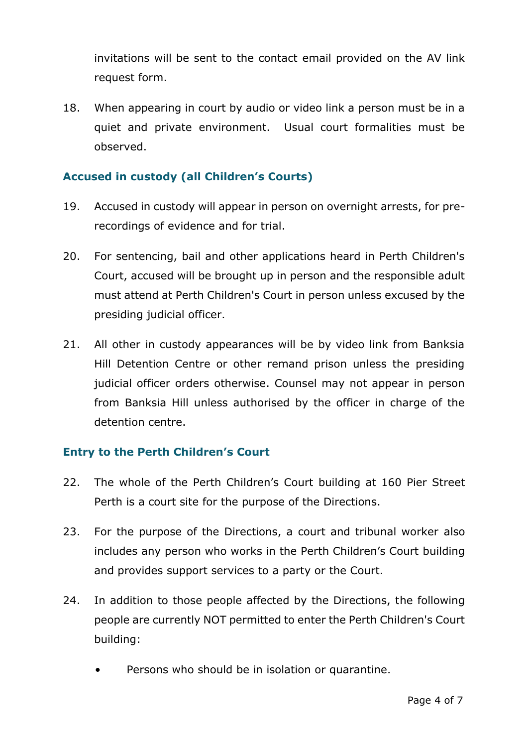invitations will be sent to the contact email provided on the AV link request form.

18. When appearing in court by audio or video link a person must be in a quiet and private environment. Usual court formalities must be observed.

### Accused in custody (all Children's Courts)

19. Accused in custody will appear in person on overnight arrests, for pre-recordings of evidence and for trial.

20. For sentencing, bail and other applications heard in Perth Children's Court, accused will be brought up in person and the responsible adult must attend at Perth Children's Court in person unless excused by the presiding judicial officer.

21. All other in custody appearances will be by video link from Banksia Hill Detention Centre or other remand prison unless the presiding judicial officer orders otherwise. Counsel may not appear in person from Banksia Hill unless authorised by the officer in charge of the detention centre.

### Entry to the Perth Children's Court

22. The whole of the Perth Children's Court building at 160 Pier Street Perth is a court site for the purpose of the Directions.

23. For the purpose of the Directions, a court and tribunal worker also includes any person who works in the Perth Children's Court building and provides support services to a party or the Court.

24. In addition to those people affected by the Directions, the following people are currently NOT permitted to enter the Perth Children's Court building:

    - Persons who should be in isolation or quarantine.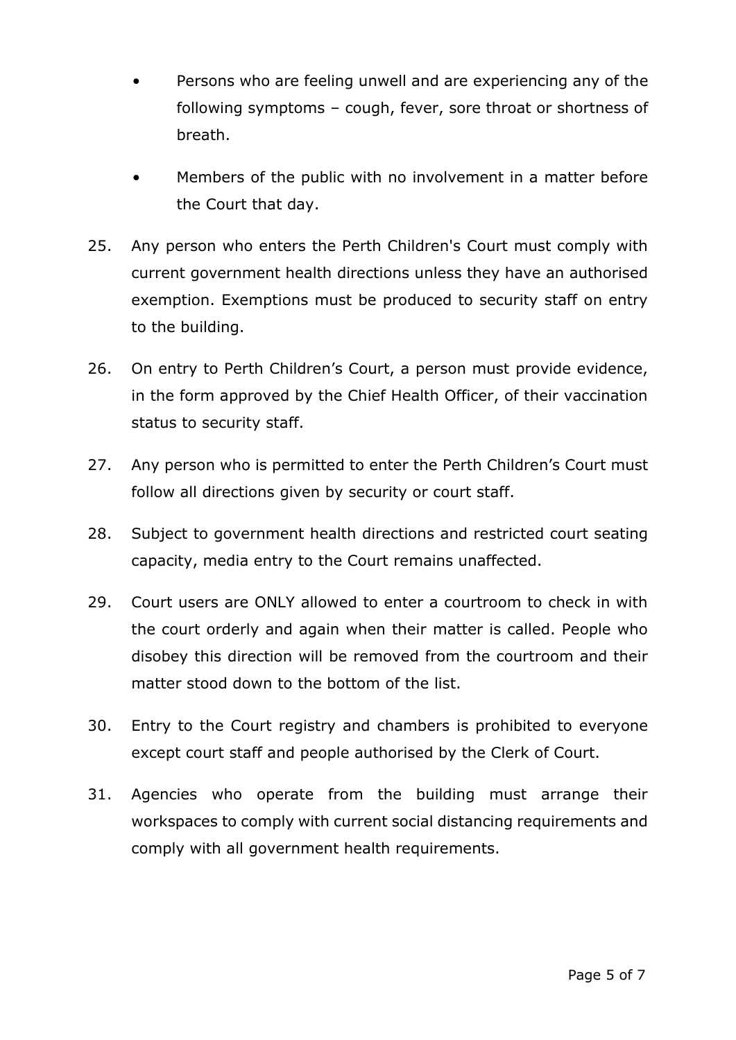- Persons who are feeling unwell and are experiencing any of the following symptoms – cough, fever, sore throat or shortness of breath.
- Members of the public with no involvement in a matter before the Court that day.

25. Any person who enters the Perth Children's Court must comply with current government health directions unless they have an authorised exemption. Exemptions must be produced to security staff on entry to the building.

26. On entry to Perth Children's Court, a person must provide evidence, in the form approved by the Chief Health Officer, of their vaccination status to security staff.

27. Any person who is permitted to enter the Perth Children's Court must follow all directions given by security or court staff.

28. Subject to government health directions and restricted court seating capacity, media entry to the Court remains unaffected.

29. Court users are ONLY allowed to enter a courtroom to check in with the court orderly and again when their matter is called. People who disobey this direction will be removed from the courtroom and their matter stood down to the bottom of the list.

30. Entry to the Court registry and chambers is prohibited to everyone except court staff and people authorised by the Clerk of Court.

31. Agencies who operate from the building must arrange their workspaces to comply with current social distancing requirements and comply with all government health requirements.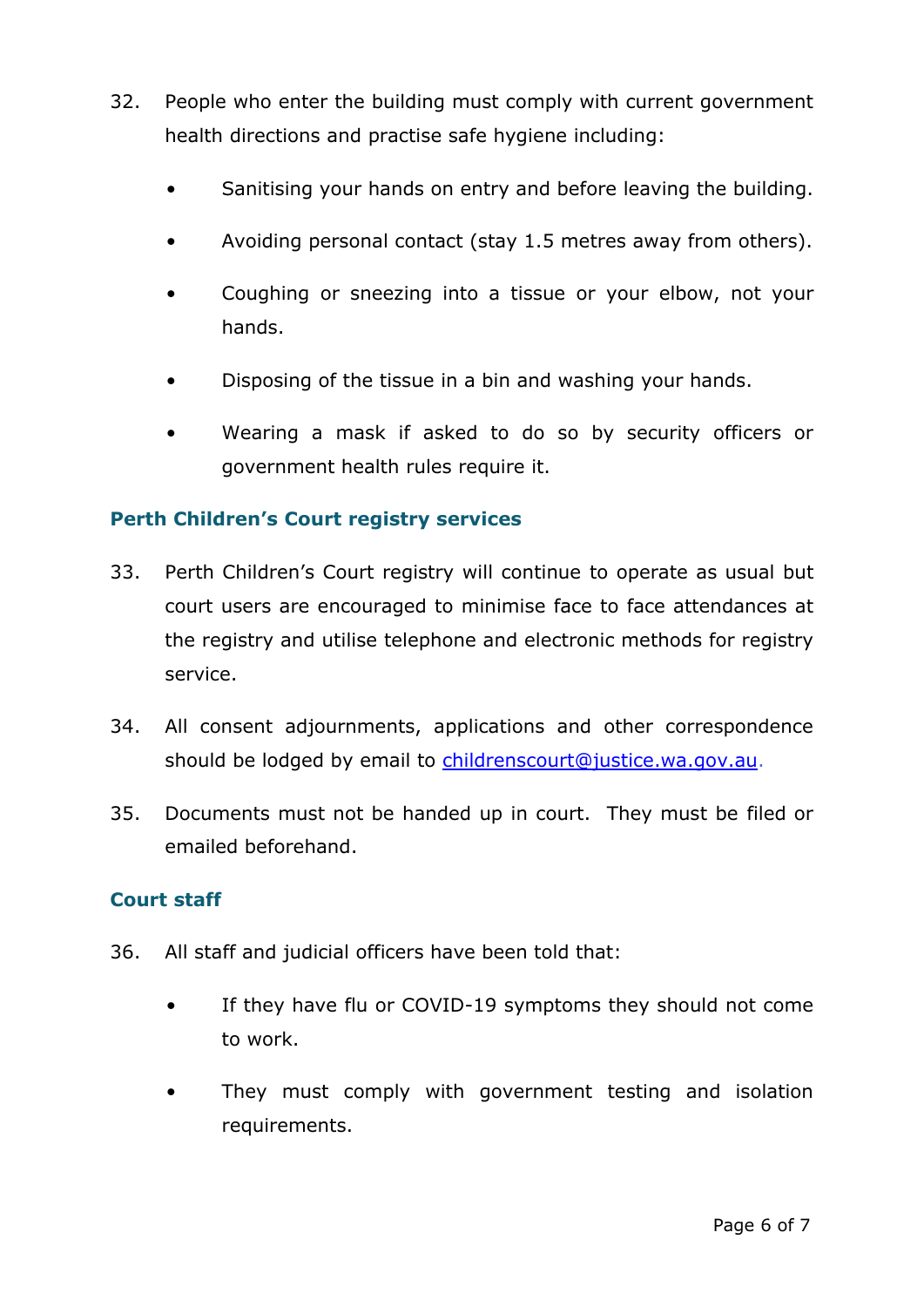32. People who enter the building must comply with current government health directions and practise safe hygiene including:

    - Sanitising your hands on entry and before leaving the building.
    - Avoiding personal contact (stay 1.5 metres away from others).
    - Coughing or sneezing into a tissue or your elbow, not your hands.
    - Disposing of the tissue in a bin and washing your hands.
    - Wearing a mask if asked to do so by security officers or government health rules require it.

## Perth Children's Court registry services

33. Perth Children's Court registry will continue to operate as usual but court users are encouraged to minimise face to face attendances at the registry and utilise telephone and electronic methods for registry service.

34. All consent adjournments, applications and other correspondence should be lodged by email to childrenscourt@justice.wa.gov.au.

35. Documents must not be handed up in court. They must be filed or emailed beforehand.

## Court staff

36. All staff and judicial officers have been told that:

    - If they have flu or COVID-19 symptoms they should not come to work.
    - They must comply with government testing and isolation requirements.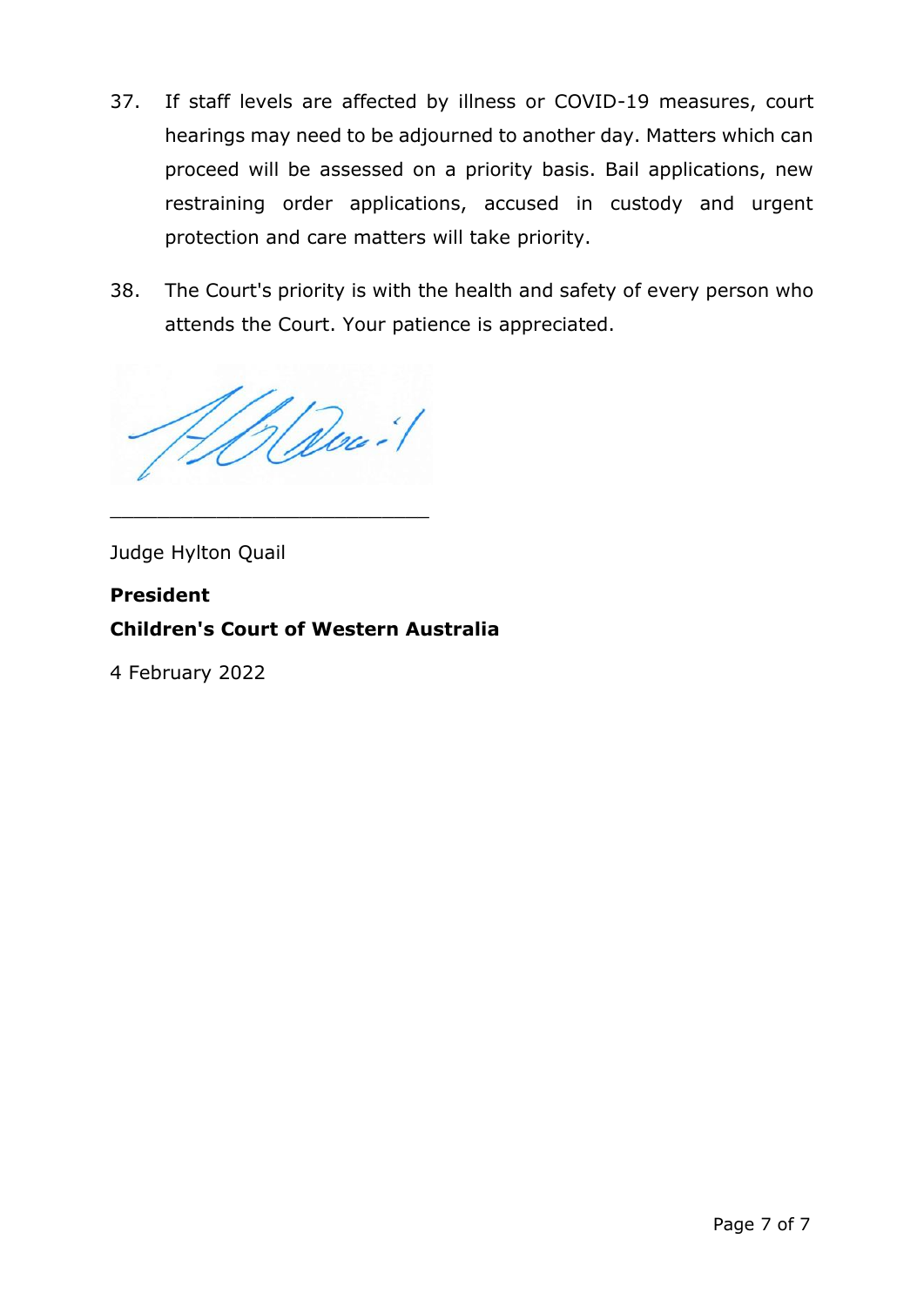37. If staff levels are affected by illness or COVID-19 measures, court hearings may need to be adjourned to another day. Matters which can proceed will be assessed on a priority basis. Bail applications, new restraining order applications, accused in custody and urgent protection and care matters will take priority.

38. The Court's priority is with the health and safety of every person who attends the Court. Your patience is appreciated.

\_\_\_\_\_\_\_\_\_\_\_\_\_\_\_\_\_\_\_\_\_\_\_\_\_\_\_\_

Judge Hylton Quail

**President**

**Children's Court of Western Australia**

4 February 2022